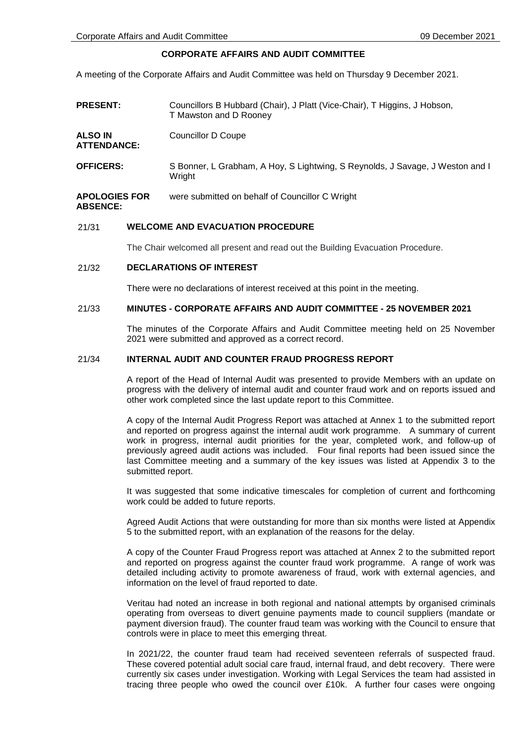## CORPORATE AFFAIRS AND AUDIT COMMITTEE

A meeting of the Corporate Affairs and Audit Committee was held on Thursday 9 December 2021.

**PRESENT:** Councillors B Hubbard (Chair), J Platt (Vice-Chair), T Higgins, J Hobson, T Mawston and D Rooney

**ALSO IN ATTENDANCE:** Councillor D Coupe

**OFFICERS:** S Bonner, L Grabham, A Hoy, S Lightwing, S Reynolds, J Savage, J Weston and I Wright

**APOLOGIES FOR ABSENCE:** were submitted on behalf of Councillor C Wright

### 21/31 WELCOME AND EVACUATION PROCEDURE

The Chair welcomed all present and read out the Building Evacuation Procedure.

### 21/32 DECLARATIONS OF INTEREST

There were no declarations of interest received at this point in the meeting.

### 21/33 MINUTES - CORPORATE AFFAIRS AND AUDIT COMMITTEE - 25 NOVEMBER 2021

The minutes of the Corporate Affairs and Audit Committee meeting held on 25 November 2021 were submitted and approved as a correct record.

### 21/34 INTERNAL AUDIT AND COUNTER FRAUD PROGRESS REPORT

A report of the Head of Internal Audit was presented to provide Members with an update on progress with the delivery of internal audit and counter fraud work and on reports issued and other work completed since the last update report to this Committee.

A copy of the Internal Audit Progress Report was attached at Annex 1 to the submitted report and reported on progress against the internal audit work programme. A summary of current work in progress, internal audit priorities for the year, completed work, and follow-up of previously agreed audit actions was included. Four final reports had been issued since the last Committee meeting and a summary of the key issues was listed at Appendix 3 to the submitted report.

It was suggested that some indicative timescales for completion of current and forthcoming work could be added to future reports.

Agreed Audit Actions that were outstanding for more than six months were listed at Appendix 5 to the submitted report, with an explanation of the reasons for the delay.

A copy of the Counter Fraud Progress report was attached at Annex 2 to the submitted report and reported on progress against the counter fraud work programme. A range of work was detailed including activity to promote awareness of fraud, work with external agencies, and information on the level of fraud reported to date.

Veritau had noted an increase in both regional and national attempts by organised criminals operating from overseas to divert genuine payments made to council suppliers (mandate or payment diversion fraud). The counter fraud team was working with the Council to ensure that controls were in place to meet this emerging threat.

In 2021/22, the counter fraud team had received seventeen referrals of suspected fraud. These covered potential adult social care fraud, internal fraud, and debt recovery. There were currently six cases under investigation. Working with Legal Services the team had assisted in tracing three people who owed the council over £10k. A further four cases were ongoing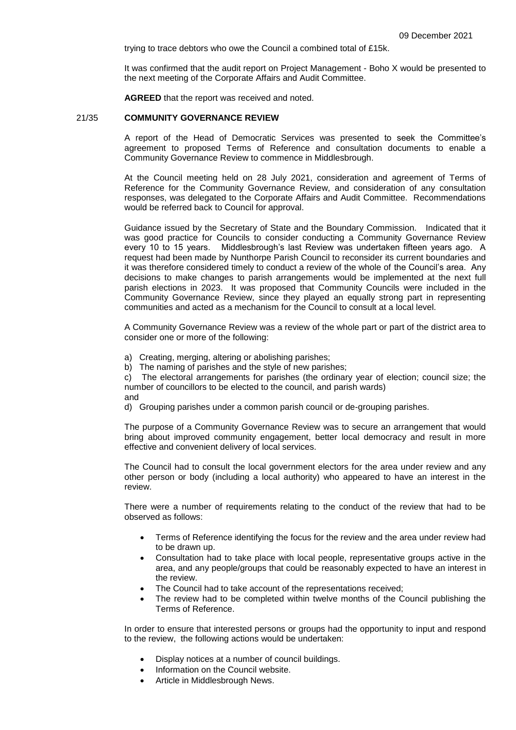trying to trace debtors who owe the Council a combined total of £15k.

It was confirmed that the audit report on Project Management - Boho X would be presented to the next meeting of the Corporate Affairs and Audit Committee.

**AGREED** that the report was received and noted.

## 21/35 COMMUNITY GOVERNANCE REVIEW

A report of the Head of Democratic Services was presented to seek the Committee's agreement to proposed Terms of Reference and consultation documents to enable a Community Governance Review to commence in Middlesbrough.

At the Council meeting held on 28 July 2021, consideration and agreement of Terms of Reference for the Community Governance Review, and consideration of any consultation responses, was delegated to the Corporate Affairs and Audit Committee. Recommendations would be referred back to Council for approval.

Guidance issued by the Secretary of State and the Boundary Commission. Indicated that it was good practice for Councils to consider conducting a Community Governance Review every 10 to 15 years. Middlesbrough's last Review was undertaken fifteen years ago. A request had been made by Nunthorpe Parish Council to reconsider its current boundaries and it was therefore considered timely to conduct a review of the whole of the Council's area. Any decisions to make changes to parish arrangements would be implemented at the next full parish elections in 2023. It was proposed that Community Councils were included in the Community Governance Review, since they played an equally strong part in representing communities and acted as a mechanism for the Council to consult at a local level.

A Community Governance Review was a review of the whole part or part of the district area to consider one or more of the following:

a) Creating, merging, altering or abolishing parishes;
b) The naming of parishes and the style of new parishes;
c) The electoral arrangements for parishes (the ordinary year of election; council size; the number of councillors to be elected to the council, and parish wards)
and
d) Grouping parishes under a common parish council or de-grouping parishes.

The purpose of a Community Governance Review was to secure an arrangement that would bring about improved community engagement, better local democracy and result in more effective and convenient delivery of local services.

The Council had to consult the local government electors for the area under review and any other person or body (including a local authority) who appeared to have an interest in the review.

There were a number of requirements relating to the conduct of the review that had to be observed as follows:

- Terms of Reference identifying the focus for the review and the area under review had to be drawn up.
- Consultation had to take place with local people, representative groups active in the area, and any people/groups that could be reasonably expected to have an interest in the review.
- The Council had to take account of the representations received;
- The review had to be completed within twelve months of the Council publishing the Terms of Reference.

In order to ensure that interested persons or groups had the opportunity to input and respond to the review, the following actions would be undertaken:

- Display notices at a number of council buildings.
- Information on the Council website.
- Article in Middlesbrough News.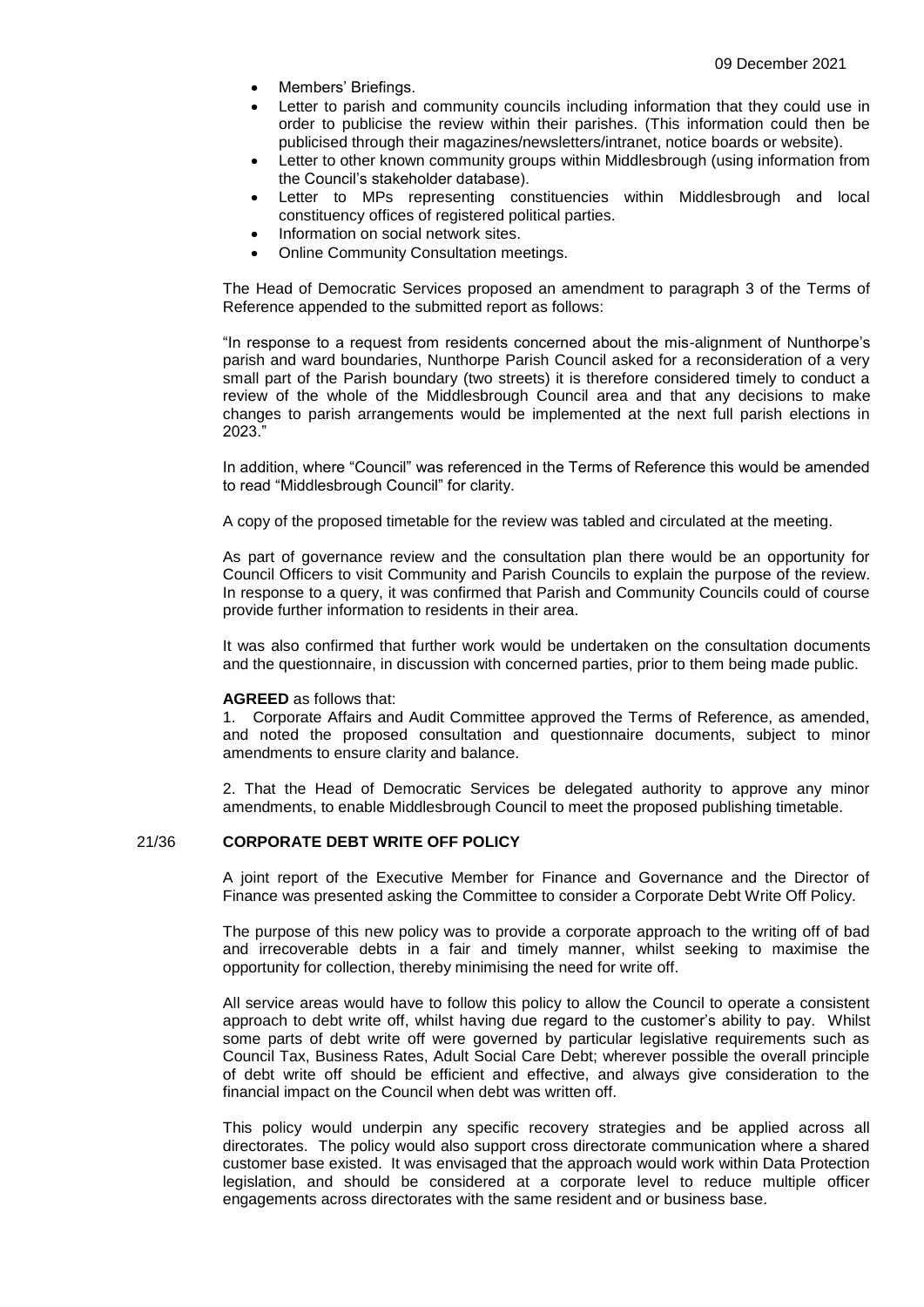- Members' Briefings.
- Letter to parish and community councils including information that they could use in order to publicise the review within their parishes. (This information could then be publicised through their magazines/newsletters/intranet, notice boards or website).
- Letter to other known community groups within Middlesbrough (using information from the Council's stakeholder database).
- Letter to MPs representing constituencies within Middlesbrough and local constituency offices of registered political parties.
- Information on social network sites.
- Online Community Consultation meetings.

The Head of Democratic Services proposed an amendment to paragraph 3 of the Terms of Reference appended to the submitted report as follows:

"In response to a request from residents concerned about the mis-alignment of Nunthorpe's parish and ward boundaries, Nunthorpe Parish Council asked for a reconsideration of a very small part of the Parish boundary (two streets) it is therefore considered timely to conduct a review of the whole of the Middlesbrough Council area and that any decisions to make changes to parish arrangements would be implemented at the next full parish elections in 2023."

In addition, where "Council" was referenced in the Terms of Reference this would be amended to read "Middlesbrough Council" for clarity.

A copy of the proposed timetable for the review was tabled and circulated at the meeting.

As part of governance review and the consultation plan there would be an opportunity for Council Officers to visit Community and Parish Councils to explain the purpose of the review. In response to a query, it was confirmed that Parish and Community Councils could of course provide further information to residents in their area.

It was also confirmed that further work would be undertaken on the consultation documents and the questionnaire, in discussion with concerned parties, prior to them being made public.

**AGREED** as follows that:

1. Corporate Affairs and Audit Committee approved the Terms of Reference, as amended, and noted the proposed consultation and questionnaire documents, subject to minor amendments to ensure clarity and balance.

2. That the Head of Democratic Services be delegated authority to approve any minor amendments, to enable Middlesbrough Council to meet the proposed publishing timetable.

## 21/36 CORPORATE DEBT WRITE OFF POLICY

A joint report of the Executive Member for Finance and Governance and the Director of Finance was presented asking the Committee to consider a Corporate Debt Write Off Policy.

The purpose of this new policy was to provide a corporate approach to the writing off of bad and irrecoverable debts in a fair and timely manner, whilst seeking to maximise the opportunity for collection, thereby minimising the need for write off.

All service areas would have to follow this policy to allow the Council to operate a consistent approach to debt write off, whilst having due regard to the customer's ability to pay. Whilst some parts of debt write off were governed by particular legislative requirements such as Council Tax, Business Rates, Adult Social Care Debt; wherever possible the overall principle of debt write off should be efficient and effective, and always give consideration to the financial impact on the Council when debt was written off.

This policy would underpin any specific recovery strategies and be applied across all directorates. The policy would also support cross directorate communication where a shared customer base existed. It was envisaged that the approach would work within Data Protection legislation, and should be considered at a corporate level to reduce multiple officer engagements across directorates with the same resident and or business base.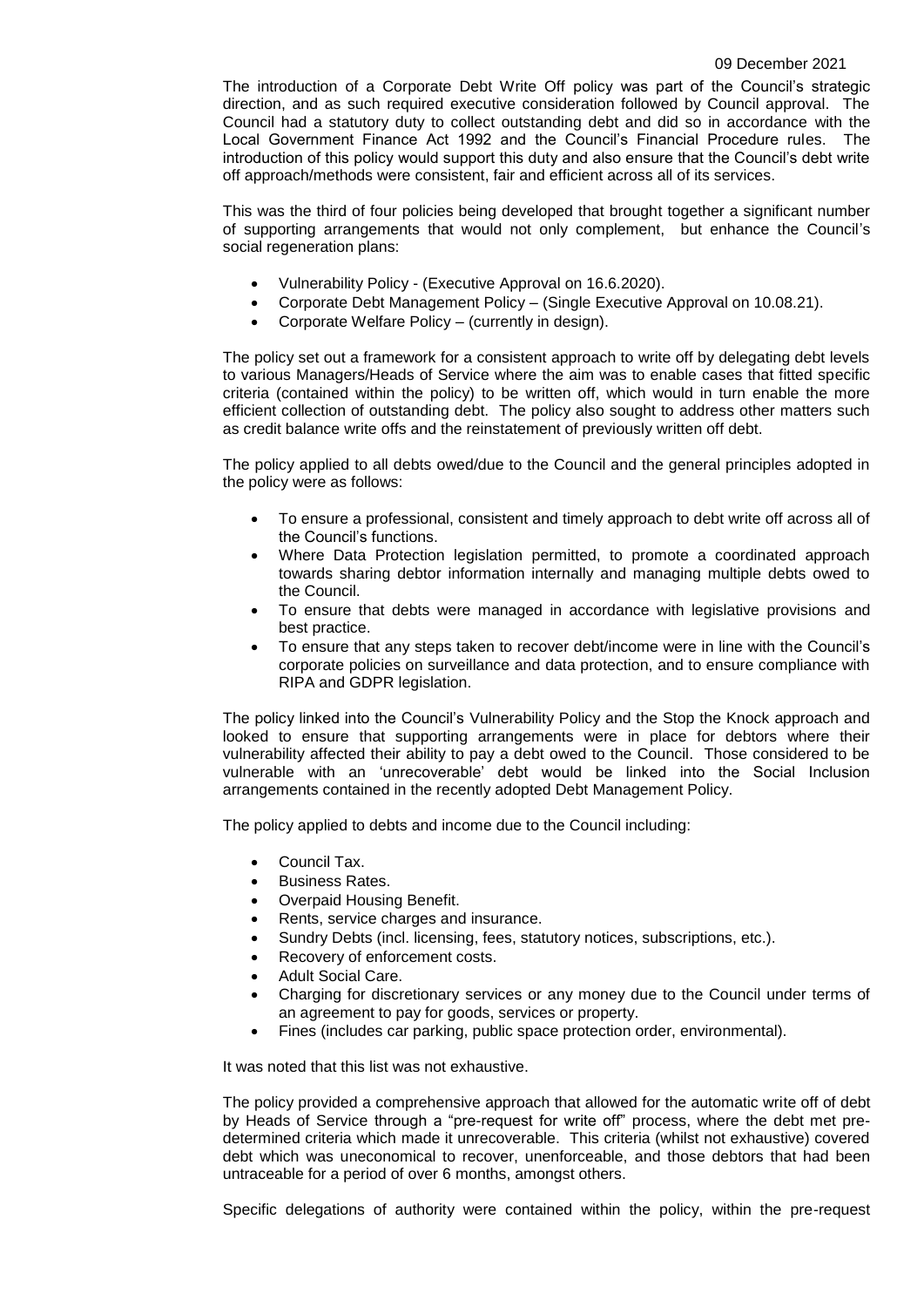The introduction of a Corporate Debt Write Off policy was part of the Council's strategic direction, and as such required executive consideration followed by Council approval. The Council had a statutory duty to collect outstanding debt and did so in accordance with the Local Government Finance Act 1992 and the Council's Financial Procedure rules. The introduction of this policy would support this duty and also ensure that the Council's debt write off approach/methods were consistent, fair and efficient across all of its services.

This was the third of four policies being developed that brought together a significant number of supporting arrangements that would not only complement, but enhance the Council's social regeneration plans:

- Vulnerability Policy - (Executive Approval on 16.6.2020).
- Corporate Debt Management Policy – (Single Executive Approval on 10.08.21).
- Corporate Welfare Policy – (currently in design).

The policy set out a framework for a consistent approach to write off by delegating debt levels to various Managers/Heads of Service where the aim was to enable cases that fitted specific criteria (contained within the policy) to be written off, which would in turn enable the more efficient collection of outstanding debt. The policy also sought to address other matters such as credit balance write offs and the reinstatement of previously written off debt.

The policy applied to all debts owed/due to the Council and the general principles adopted in the policy were as follows:

- To ensure a professional, consistent and timely approach to debt write off across all of the Council's functions.
- Where Data Protection legislation permitted, to promote a coordinated approach towards sharing debtor information internally and managing multiple debts owed to the Council.
- To ensure that debts were managed in accordance with legislative provisions and best practice.
- To ensure that any steps taken to recover debt/income were in line with the Council's corporate policies on surveillance and data protection, and to ensure compliance with RIPA and GDPR legislation.

The policy linked into the Council's Vulnerability Policy and the Stop the Knock approach and looked to ensure that supporting arrangements were in place for debtors where their vulnerability affected their ability to pay a debt owed to the Council. Those considered to be vulnerable with an 'unrecoverable' debt would be linked into the Social Inclusion arrangements contained in the recently adopted Debt Management Policy.

The policy applied to debts and income due to the Council including:

- Council Tax.
- Business Rates.
- Overpaid Housing Benefit.
- Rents, service charges and insurance.
- Sundry Debts (incl. licensing, fees, statutory notices, subscriptions, etc.).
- Recovery of enforcement costs.
- Adult Social Care.
- Charging for discretionary services or any money due to the Council under terms of an agreement to pay for goods, services or property.
- Fines (includes car parking, public space protection order, environmental).

It was noted that this list was not exhaustive.

The policy provided a comprehensive approach that allowed for the automatic write off of debt by Heads of Service through a "pre-request for write off" process, where the debt met pre-determined criteria which made it unrecoverable. This criteria (whilst not exhaustive) covered debt which was uneconomical to recover, unenforceable, and those debtors that had been untraceable for a period of over 6 months, amongst others.

Specific delegations of authority were contained within the policy, within the pre-request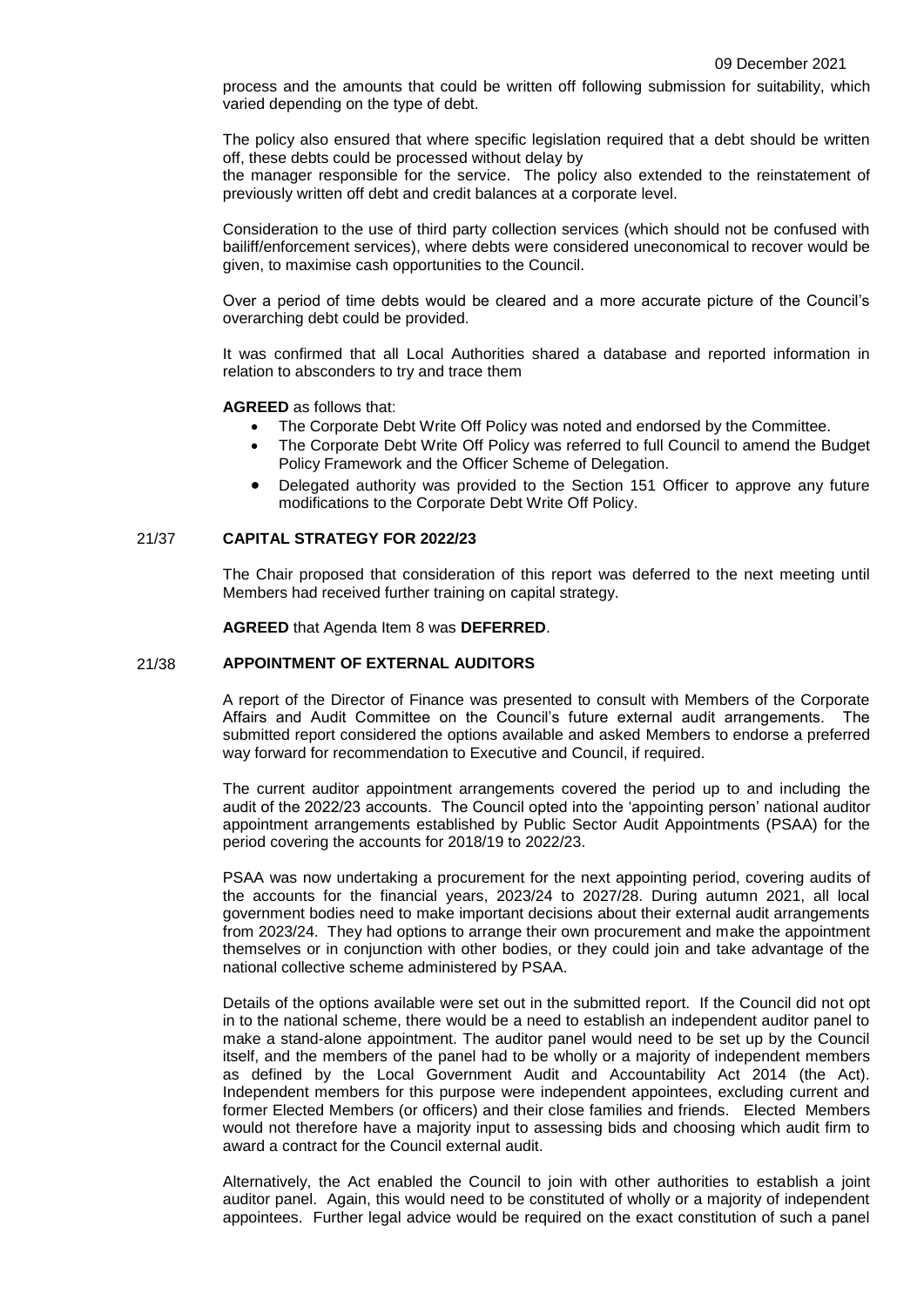process and the amounts that could be written off following submission for suitability, which varied depending on the type of debt.

The policy also ensured that where specific legislation required that a debt should be written off, these debts could be processed without delay by
the manager responsible for the service. The policy also extended to the reinstatement of previously written off debt and credit balances at a corporate level.

Consideration to the use of third party collection services (which should not be confused with bailiff/enforcement services), where debts were considered uneconomical to recover would be given, to maximise cash opportunities to the Council.

Over a period of time debts would be cleared and a more accurate picture of the Council's overarching debt could be provided.

It was confirmed that all Local Authorities shared a database and reported information in relation to absconders to try and trace them

**AGREED** as follows that:

- The Corporate Debt Write Off Policy was noted and endorsed by the Committee.
- The Corporate Debt Write Off Policy was referred to full Council to amend the Budget Policy Framework and the Officer Scheme of Delegation.
- Delegated authority was provided to the Section 151 Officer to approve any future modifications to the Corporate Debt Write Off Policy.

## 21/37 CAPITAL STRATEGY FOR 2022/23

The Chair proposed that consideration of this report was deferred to the next meeting until Members had received further training on capital strategy.

**AGREED** that Agenda Item 8 was **DEFERRED**.

## 21/38 APPOINTMENT OF EXTERNAL AUDITORS

A report of the Director of Finance was presented to consult with Members of the Corporate Affairs and Audit Committee on the Council's future external audit arrangements. The submitted report considered the options available and asked Members to endorse a preferred way forward for recommendation to Executive and Council, if required.

The current auditor appointment arrangements covered the period up to and including the audit of the 2022/23 accounts. The Council opted into the 'appointing person' national auditor appointment arrangements established by Public Sector Audit Appointments (PSAA) for the period covering the accounts for 2018/19 to 2022/23.

PSAA was now undertaking a procurement for the next appointing period, covering audits of the accounts for the financial years, 2023/24 to 2027/28. During autumn 2021, all local government bodies need to make important decisions about their external audit arrangements from 2023/24. They had options to arrange their own procurement and make the appointment themselves or in conjunction with other bodies, or they could join and take advantage of the national collective scheme administered by PSAA.

Details of the options available were set out in the submitted report. If the Council did not opt in to the national scheme, there would be a need to establish an independent auditor panel to make a stand-alone appointment. The auditor panel would need to be set up by the Council itself, and the members of the panel had to be wholly or a majority of independent members as defined by the Local Government Audit and Accountability Act 2014 (the Act). Independent members for this purpose were independent appointees, excluding current and former Elected Members (or officers) and their close families and friends. Elected Members would not therefore have a majority input to assessing bids and choosing which audit firm to award a contract for the Council external audit.

Alternatively, the Act enabled the Council to join with other authorities to establish a joint auditor panel. Again, this would need to be constituted of wholly or a majority of independent appointees. Further legal advice would be required on the exact constitution of such a panel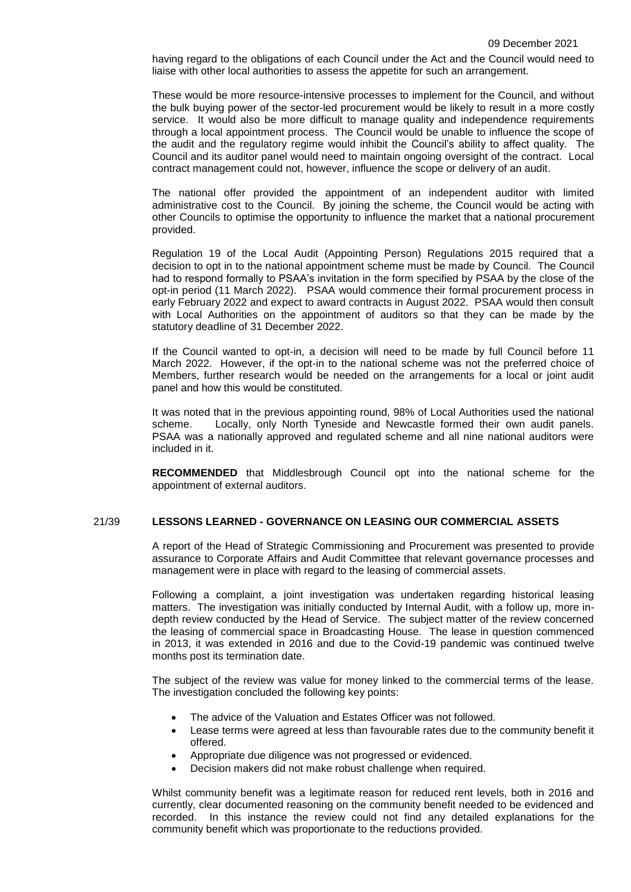having regard to the obligations of each Council under the Act and the Council would need to liaise with other local authorities to assess the appetite for such an arrangement.

These would be more resource-intensive processes to implement for the Council, and without the bulk buying power of the sector-led procurement would be likely to result in a more costly service. It would also be more difficult to manage quality and independence requirements through a local appointment process. The Council would be unable to influence the scope of the audit and the regulatory regime would inhibit the Council's ability to affect quality. The Council and its auditor panel would need to maintain ongoing oversight of the contract. Local contract management could not, however, influence the scope or delivery of an audit.

The national offer provided the appointment of an independent auditor with limited administrative cost to the Council. By joining the scheme, the Council would be acting with other Councils to optimise the opportunity to influence the market that a national procurement provided.

Regulation 19 of the Local Audit (Appointing Person) Regulations 2015 required that a decision to opt in to the national appointment scheme must be made by Council. The Council had to respond formally to PSAA's invitation in the form specified by PSAA by the close of the opt-in period (11 March 2022). PSAA would commence their formal procurement process in early February 2022 and expect to award contracts in August 2022. PSAA would then consult with Local Authorities on the appointment of auditors so that they can be made by the statutory deadline of 31 December 2022.

If the Council wanted to opt-in, a decision will need to be made by full Council before 11 March 2022. However, if the opt-in to the national scheme was not the preferred choice of Members, further research would be needed on the arrangements for a local or joint audit panel and how this would be constituted.

It was noted that in the previous appointing round, 98% of Local Authorities used the national scheme. Locally, only North Tyneside and Newcastle formed their own audit panels. PSAA was a nationally approved and regulated scheme and all nine national auditors were included in it.

**RECOMMENDED** that Middlesbrough Council opt into the national scheme for the appointment of external auditors.

## 21/39 LESSONS LEARNED - GOVERNANCE ON LEASING OUR COMMERCIAL ASSETS

A report of the Head of Strategic Commissioning and Procurement was presented to provide assurance to Corporate Affairs and Audit Committee that relevant governance processes and management were in place with regard to the leasing of commercial assets.

Following a complaint, a joint investigation was undertaken regarding historical leasing matters. The investigation was initially conducted by Internal Audit, with a follow up, more in-depth review conducted by the Head of Service. The subject matter of the review concerned the leasing of commercial space in Broadcasting House. The lease in question commenced in 2013, it was extended in 2016 and due to the Covid-19 pandemic was continued twelve months post its termination date.

The subject of the review was value for money linked to the commercial terms of the lease. The investigation concluded the following key points:

- The advice of the Valuation and Estates Officer was not followed.
- Lease terms were agreed at less than favourable rates due to the community benefit it offered.
- Appropriate due diligence was not progressed or evidenced.
- Decision makers did not make robust challenge when required.

Whilst community benefit was a legitimate reason for reduced rent levels, both in 2016 and currently, clear documented reasoning on the community benefit needed to be evidenced and recorded. In this instance the review could not find any detailed explanations for the community benefit which was proportionate to the reductions provided.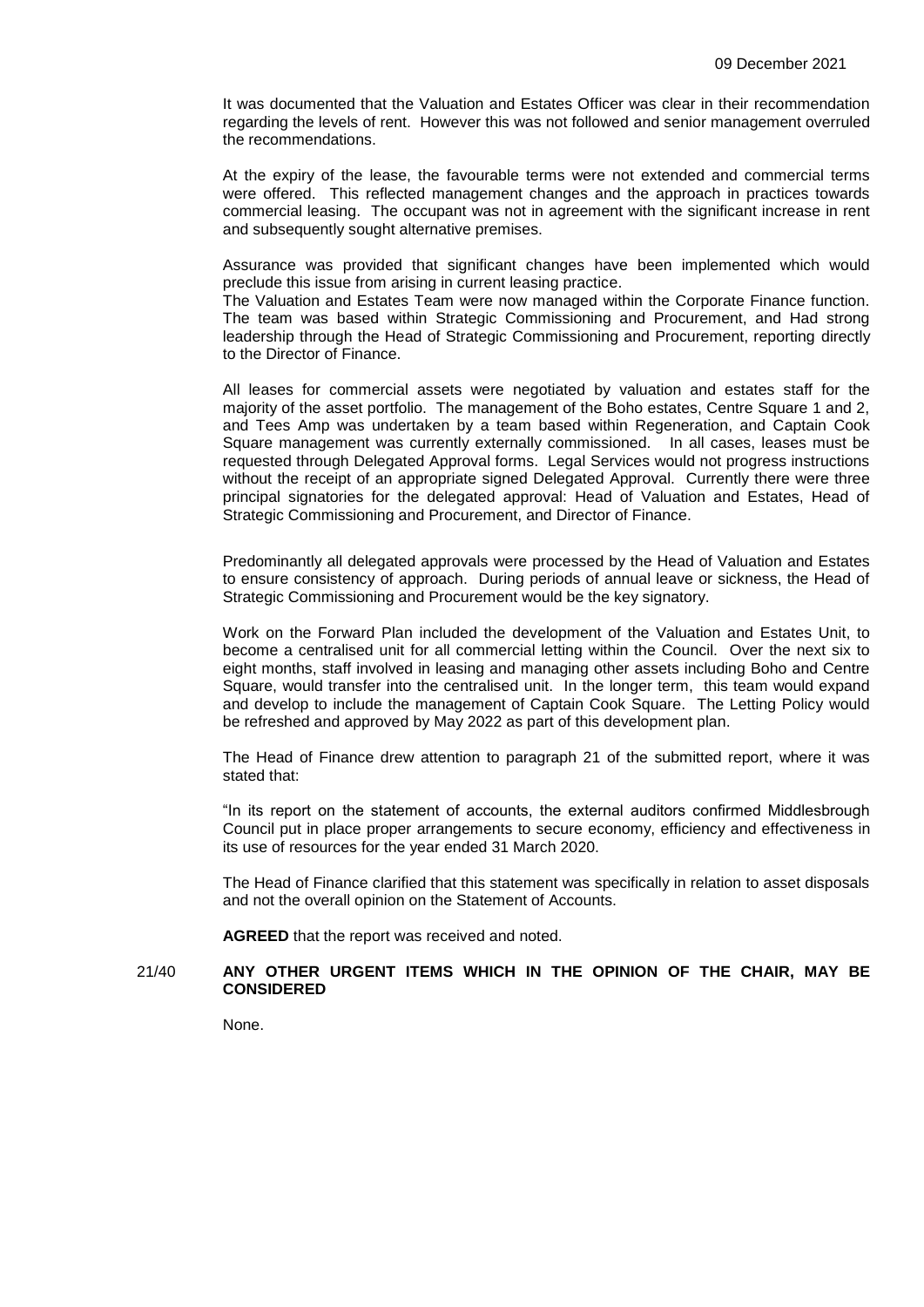It was documented that the Valuation and Estates Officer was clear in their recommendation regarding the levels of rent. However this was not followed and senior management overruled the recommendations.

At the expiry of the lease, the favourable terms were not extended and commercial terms were offered. This reflected management changes and the approach in practices towards commercial leasing. The occupant was not in agreement with the significant increase in rent and subsequently sought alternative premises.

Assurance was provided that significant changes have been implemented which would preclude this issue from arising in current leasing practice.
The Valuation and Estates Team were now managed within the Corporate Finance function. The team was based within Strategic Commissioning and Procurement, and Had strong leadership through the Head of Strategic Commissioning and Procurement, reporting directly to the Director of Finance.

All leases for commercial assets were negotiated by valuation and estates staff for the majority of the asset portfolio. The management of the Boho estates, Centre Square 1 and 2, and Tees Amp was undertaken by a team based within Regeneration, and Captain Cook Square management was currently externally commissioned. In all cases, leases must be requested through Delegated Approval forms. Legal Services would not progress instructions without the receipt of an appropriate signed Delegated Approval. Currently there were three principal signatories for the delegated approval: Head of Valuation and Estates, Head of Strategic Commissioning and Procurement, and Director of Finance.

Predominantly all delegated approvals were processed by the Head of Valuation and Estates to ensure consistency of approach. During periods of annual leave or sickness, the Head of Strategic Commissioning and Procurement would be the key signatory.

Work on the Forward Plan included the development of the Valuation and Estates Unit, to become a centralised unit for all commercial letting within the Council. Over the next six to eight months, staff involved in leasing and managing other assets including Boho and Centre Square, would transfer into the centralised unit. In the longer term, this team would expand and develop to include the management of Captain Cook Square. The Letting Policy would be refreshed and approved by May 2022 as part of this development plan.

The Head of Finance drew attention to paragraph 21 of the submitted report, where it was stated that:

"In its report on the statement of accounts, the external auditors confirmed Middlesbrough Council put in place proper arrangements to secure economy, efficiency and effectiveness in its use of resources for the year ended 31 March 2020.

The Head of Finance clarified that this statement was specifically in relation to asset disposals and not the overall opinion on the Statement of Accounts.

**AGREED** that the report was received and noted.

**21/40 ANY OTHER URGENT ITEMS WHICH IN THE OPINION OF THE CHAIR, MAY BE CONSIDERED**

None.